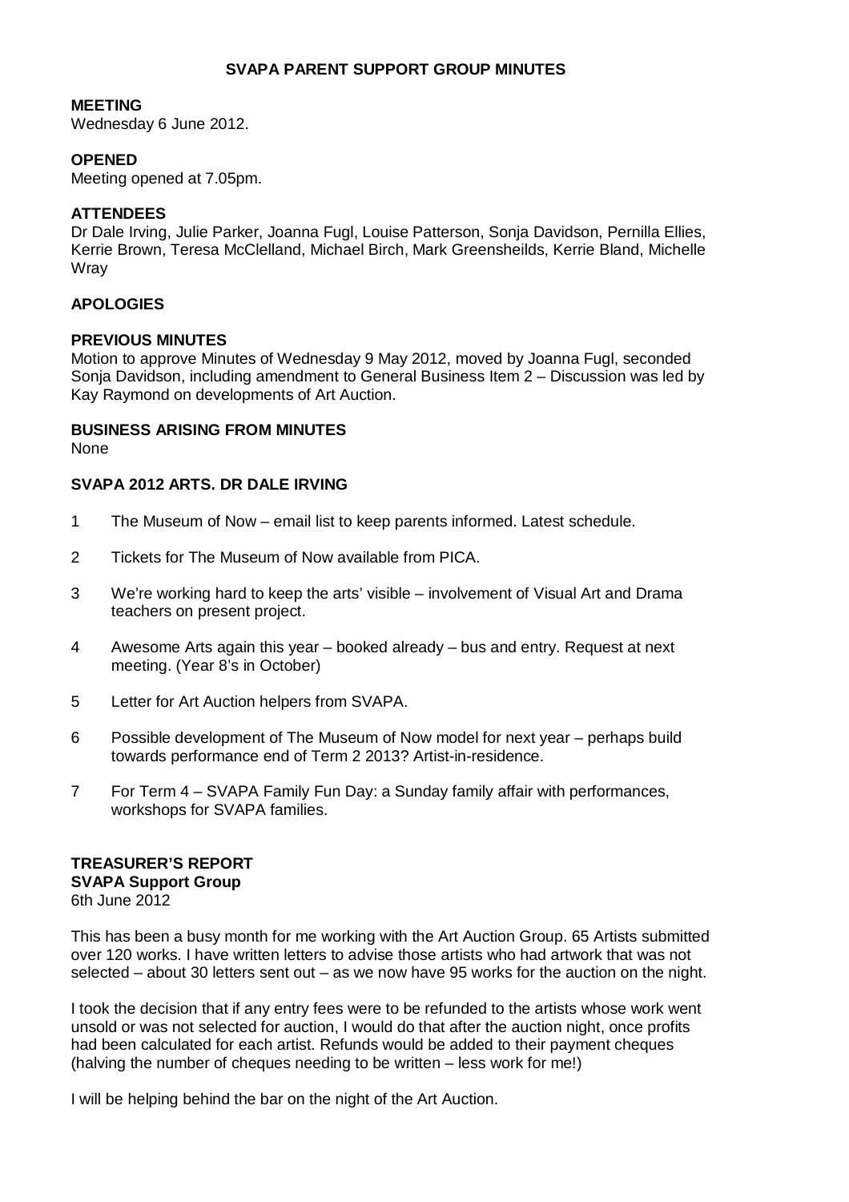# SVAPA PARENT SUPPORT GROUP MINUTES

**MEETING**
Wednesday 6 June 2012.

**OPENED**
Meeting opened at 7.05pm.

**ATTENDEES**
Dr Dale Irving, Julie Parker, Joanna Fugl, Louise Patterson, Sonja Davidson, Pernilla Ellies, Kerrie Brown, Teresa McClelland, Michael Birch, Mark Greensheilds, Kerrie Bland, Michelle Wray

**APOLOGIES**

**PREVIOUS MINUTES**
Motion to approve Minutes of Wednesday 9 May 2012, moved by Joanna Fugl, seconded Sonja Davidson, including amendment to General Business Item 2 – Discussion was led by Kay Raymond on developments of Art Auction.

**BUSINESS ARISING FROM MINUTES**
None

**SVAPA 2012 ARTS. DR DALE IRVING**

1. The Museum of Now – email list to keep parents informed. Latest schedule.
2. Tickets for The Museum of Now available from PICA.
3. We're working hard to keep the arts' visible – involvement of Visual Art and Drama teachers on present project.
4. Awesome Arts again this year – booked already – bus and entry. Request at next meeting. (Year 8's in October)
5. Letter for Art Auction helpers from SVAPA.
6. Possible development of The Museum of Now model for next year – perhaps build towards performance end of Term 2 2013? Artist-in-residence.
7. For Term 4 – SVAPA Family Fun Day: a Sunday family affair with performances, workshops for SVAPA families.

**TREASURER'S REPORT**
**SVAPA Support Group**
6th June 2012

This has been a busy month for me working with the Art Auction Group. 65 Artists submitted over 120 works. I have written letters to advise those artists who had artwork that was not selected – about 30 letters sent out – as we now have 95 works for the auction on the night.

I took the decision that if any entry fees were to be refunded to the artists whose work went unsold or was not selected for auction, I would do that after the auction night, once profits had been calculated for each artist. Refunds would be added to their payment cheques (halving the number of cheques needing to be written – less work for me!)

I will be helping behind the bar on the night of the Art Auction.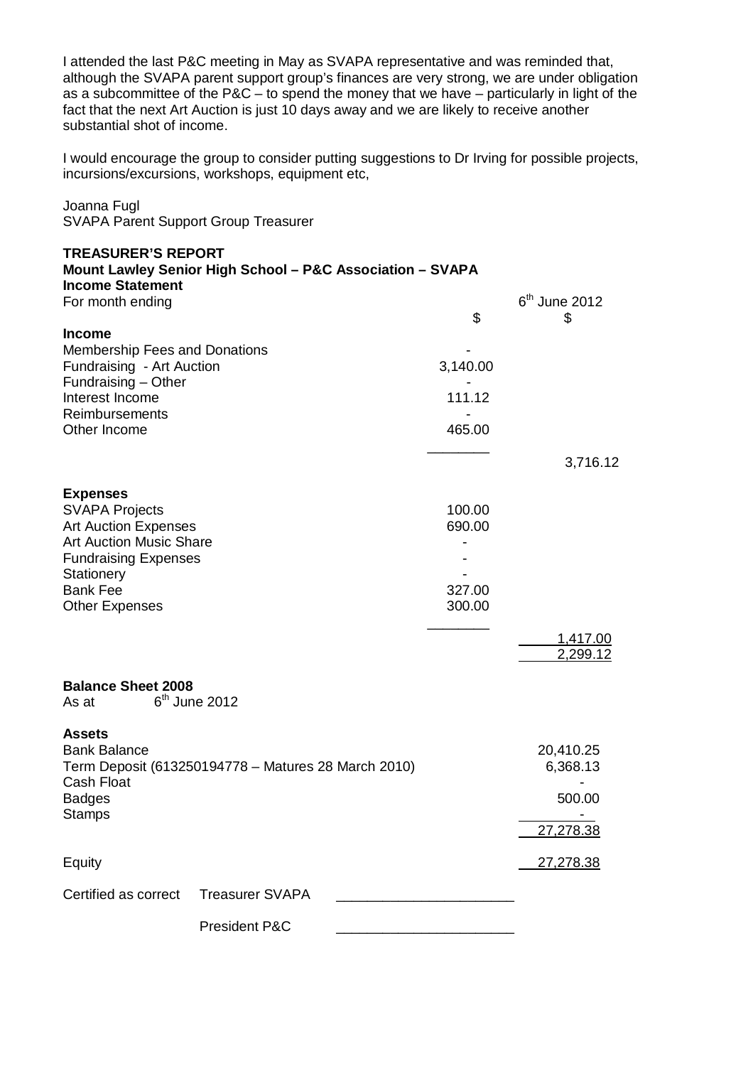I attended the last P&C meeting in May as SVAPA representative and was reminded that, although the SVAPA parent support group's finances are very strong, we are under obligation as a subcommittee of the P&C – to spend the money that we have – particularly in light of the fact that the next Art Auction is just 10 days away and we are likely to receive another substantial shot of income.

I would encourage the group to consider putting suggestions to Dr Irving for possible projects, incursions/excursions, workshops, equipment etc,

Joanna Fugl
SVAPA Parent Support Group Treasurer

**TREASURER'S REPORT**
**Mount Lawley Senior High School – P&C Association – SVAPA**
**Income Statement**

| For month ending | | 6th June 2012 |
|---|---|---|
| | $ | $ |
| **Income** | | |
| Membership Fees and Donations | - | |
| Fundraising - Art Auction | 3,140.00 | |
| Fundraising – Other | - | |
| Interest Income | 111.12 | |
| Reimbursements | - | |
| Other Income | 465.00 | |
| | | 3,716.12 |
| **Expenses** | | |
| SVAPA Projects | 100.00 | |
| Art Auction Expenses | 690.00 | |
| Art Auction Music Share | - | |
| Fundraising Expenses | - | |
| Stationery | - | |
| Bank Fee | 327.00 | |
| Other Expenses | 300.00 | |
| | | 1,417.00 |
| | | 2,299.12 |

**Balance Sheet 2008**
As at 6th June 2012

| **Assets** | |
|---|---|
| Bank Balance | 20,410.25 |
| Term Deposit (613250194778 – Matures 28 March 2010) | 6,368.13 |
| Cash Float | - |
| Badges | 500.00 |
| Stamps | - |
| | 27,278.38 |
| Equity | 27,278.38 |

Certified as correct Treasurer SVAPA \_\_\_\_\_\_\_\_\_\_\_\_\_\_\_\_\_\_\_\_\_\_

President P&C \_\_\_\_\_\_\_\_\_\_\_\_\_\_\_\_\_\_\_\_\_\_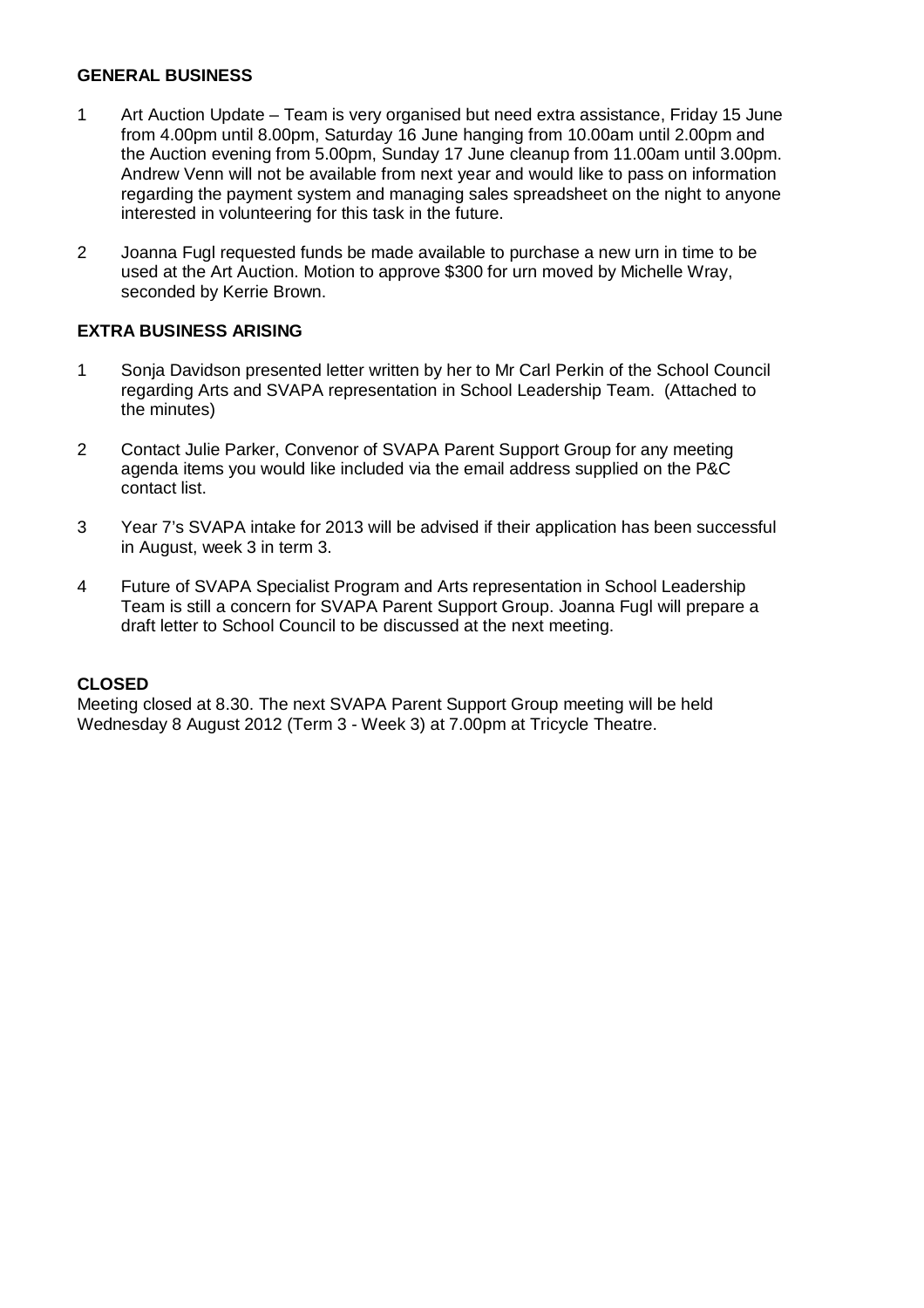**GENERAL BUSINESS**

1. Art Auction Update – Team is very organised but need extra assistance, Friday 15 June from 4.00pm until 8.00pm, Saturday 16 June hanging from 10.00am until 2.00pm and the Auction evening from 5.00pm, Sunday 17 June cleanup from 11.00am until 3.00pm. Andrew Venn will not be available from next year and would like to pass on information regarding the payment system and managing sales spreadsheet on the night to anyone interested in volunteering for this task in the future.

2. Joanna Fugl requested funds be made available to purchase a new urn in time to be used at the Art Auction. Motion to approve $300 for urn moved by Michelle Wray, seconded by Kerrie Brown.

**EXTRA BUSINESS ARISING**

1. Sonja Davidson presented letter written by her to Mr Carl Perkin of the School Council regarding Arts and SVAPA representation in School Leadership Team. (Attached to the minutes)

2. Contact Julie Parker, Convenor of SVAPA Parent Support Group for any meeting agenda items you would like included via the email address supplied on the P&C contact list.

3. Year 7's SVAPA intake for 2013 will be advised if their application has been successful in August, week 3 in term 3.

4. Future of SVAPA Specialist Program and Arts representation in School Leadership Team is still a concern for SVAPA Parent Support Group. Joanna Fugl will prepare a draft letter to School Council to be discussed at the next meeting.

**CLOSED**

Meeting closed at 8.30. The next SVAPA Parent Support Group meeting will be held Wednesday 8 August 2012 (Term 3 - Week 3) at 7.00pm at Tricycle Theatre.